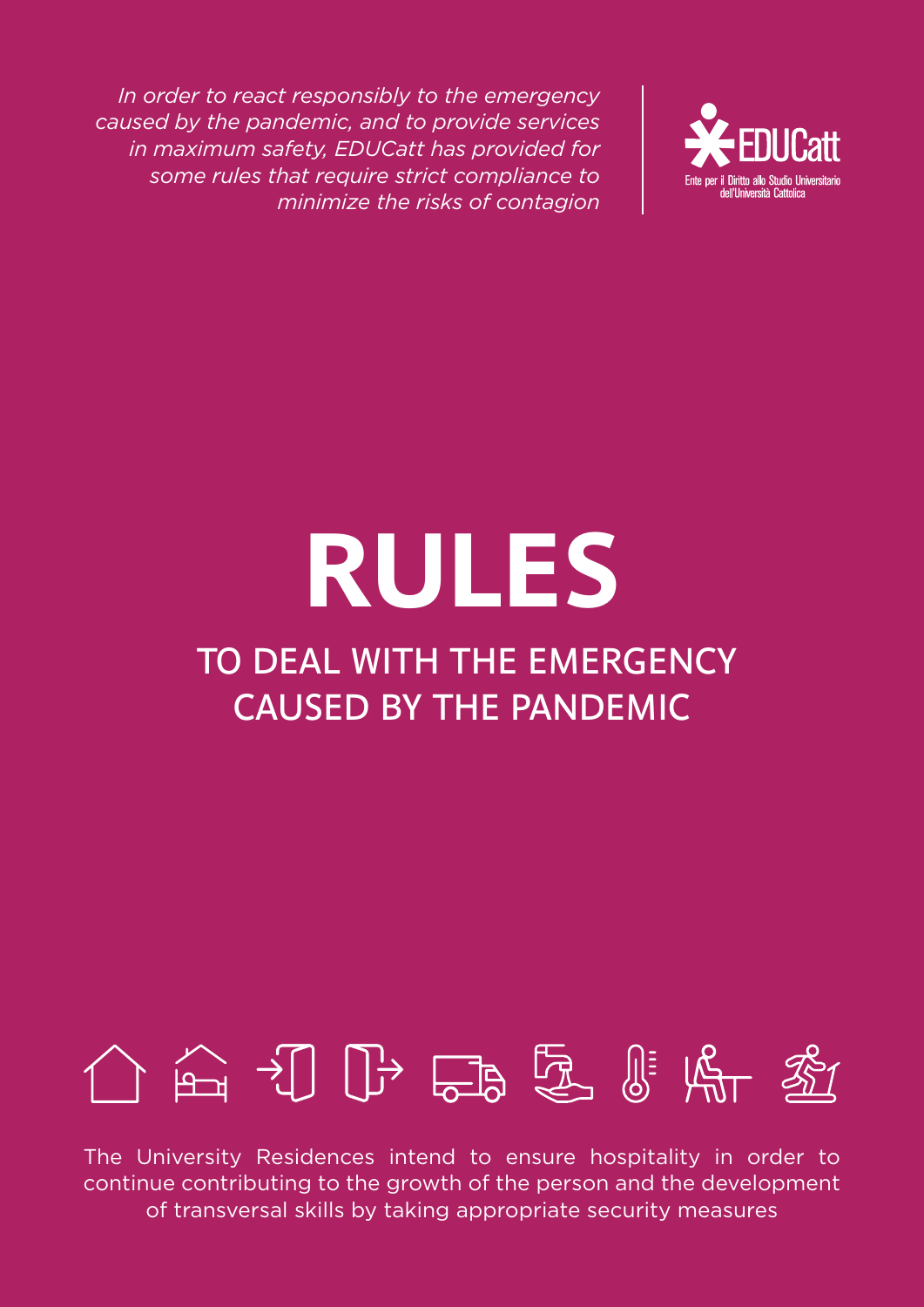*In order to react responsibly to the emergency caused by the pandemic, and to provide services in maximum safety, EDUCatt has provided for some rules that require strict compliance to minimize the risks of contagion*

EDUCatt
Ente per il Diritto allo Studio Universitario dell'Università Cattolica

# RULES

## TO DEAL WITH THE EMERGENCY CAUSED BY THE PANDEMIC

The University Residences intend to ensure hospitality in order to continue contributing to the growth of the person and the development of transversal skills by taking appropriate security measures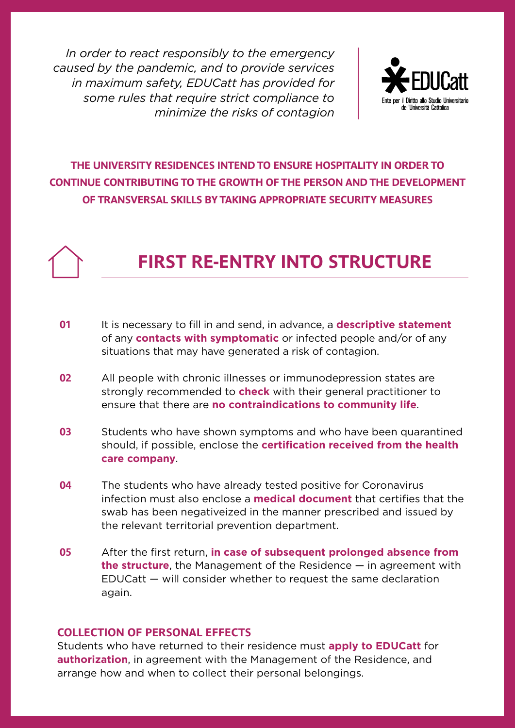*In order to react responsibly to the emergency caused by the pandemic, and to provide services in maximum safety, EDUCatt has provided for some rules that require strict compliance to minimize the risks of contagion*

EDUCatt
Ente per il Diritto allo Studio Universitario dell'Università Cattolica

**THE UNIVERSITY RESIDENCES INTEND TO ENSURE HOSPITALITY IN ORDER TO CONTINUE CONTRIBUTING TO THE GROWTH OF THE PERSON AND THE DEVELOPMENT OF TRANSVERSAL SKILLS BY TAKING APPROPRIATE SECURITY MEASURES**

## FIRST RE-ENTRY INTO STRUCTURE

**01** It is necessary to fill in and send, in advance, a **descriptive statement** of any **contacts with symptomatic** or infected people and/or of any situations that may have generated a risk of contagion.

**02** All people with chronic illnesses or immunodepression states are strongly recommended to **check** with their general practitioner to ensure that there are **no contraindications to community life**.

**03** Students who have shown symptoms and who have been quarantined should, if possible, enclose the **certification received from the health care company**.

**04** The students who have already tested positive for Coronavirus infection must also enclose a **medical document** that certifies that the swab has been negativeized in the manner prescribed and issued by the relevant territorial prevention department.

**05** After the first return, **in case of subsequent prolonged absence from the structure**, the Management of the Residence — in agreement with EDUCatt — will consider whether to request the same declaration again.

### COLLECTION OF PERSONAL EFFECTS

Students who have returned to their residence must **apply to EDUCatt** for **authorization**, in agreement with the Management of the Residence, and arrange how and when to collect their personal belongings.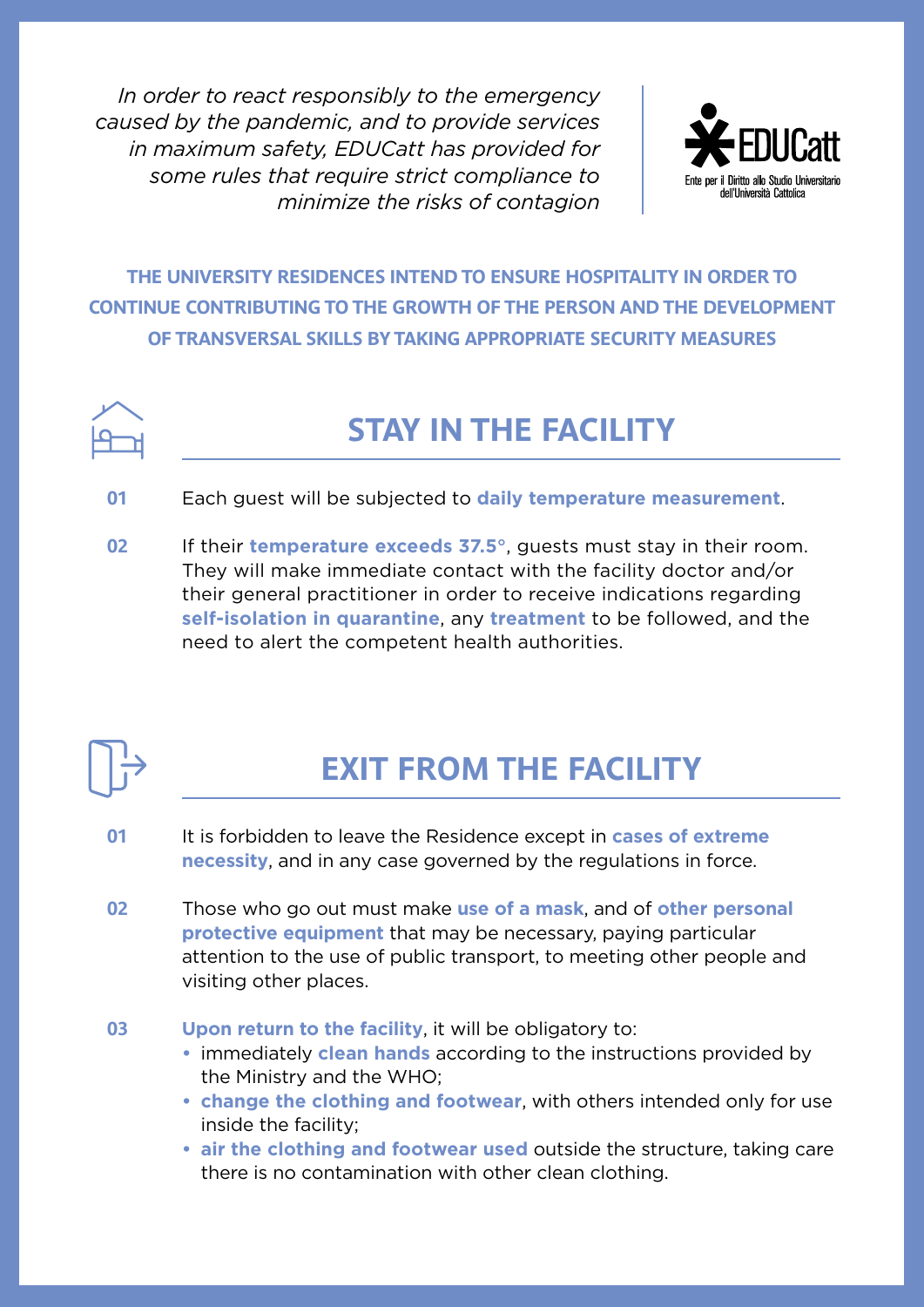*In order to react responsibly to the emergency caused by the pandemic, and to provide services in maximum safety, EDUCatt has provided for some rules that require strict compliance to minimize the risks of contagion*

EDUCatt
Ente per il Diritto allo Studio Universitario dell'Università Cattolica

**THE UNIVERSITY RESIDENCES INTEND TO ENSURE HOSPITALITY IN ORDER TO CONTINUE CONTRIBUTING TO THE GROWTH OF THE PERSON AND THE DEVELOPMENT OF TRANSVERSAL SKILLS BY TAKING APPROPRIATE SECURITY MEASURES**

## STAY IN THE FACILITY

**01** Each guest will be subjected to **daily temperature measurement**.

**02** If their **temperature exceeds 37.5°**, guests must stay in their room. They will make immediate contact with the facility doctor and/or their general practitioner in order to receive indications regarding **self-isolation in quarantine**, any **treatment** to be followed, and the need to alert the competent health authorities.

## EXIT FROM THE FACILITY

**01** It is forbidden to leave the Residence except in **cases of extreme necessity**, and in any case governed by the regulations in force.

**02** Those who go out must make **use of a mask**, and of **other personal protective equipment** that may be necessary, paying particular attention to the use of public transport, to meeting other people and visiting other places.

**03** **Upon return to the facility**, it will be obligatory to:

- immediately **clean hands** according to the instructions provided by the Ministry and the WHO;
- **change the clothing and footwear**, with others intended only for use inside the facility;
- **air the clothing and footwear used** outside the structure, taking care there is no contamination with other clean clothing.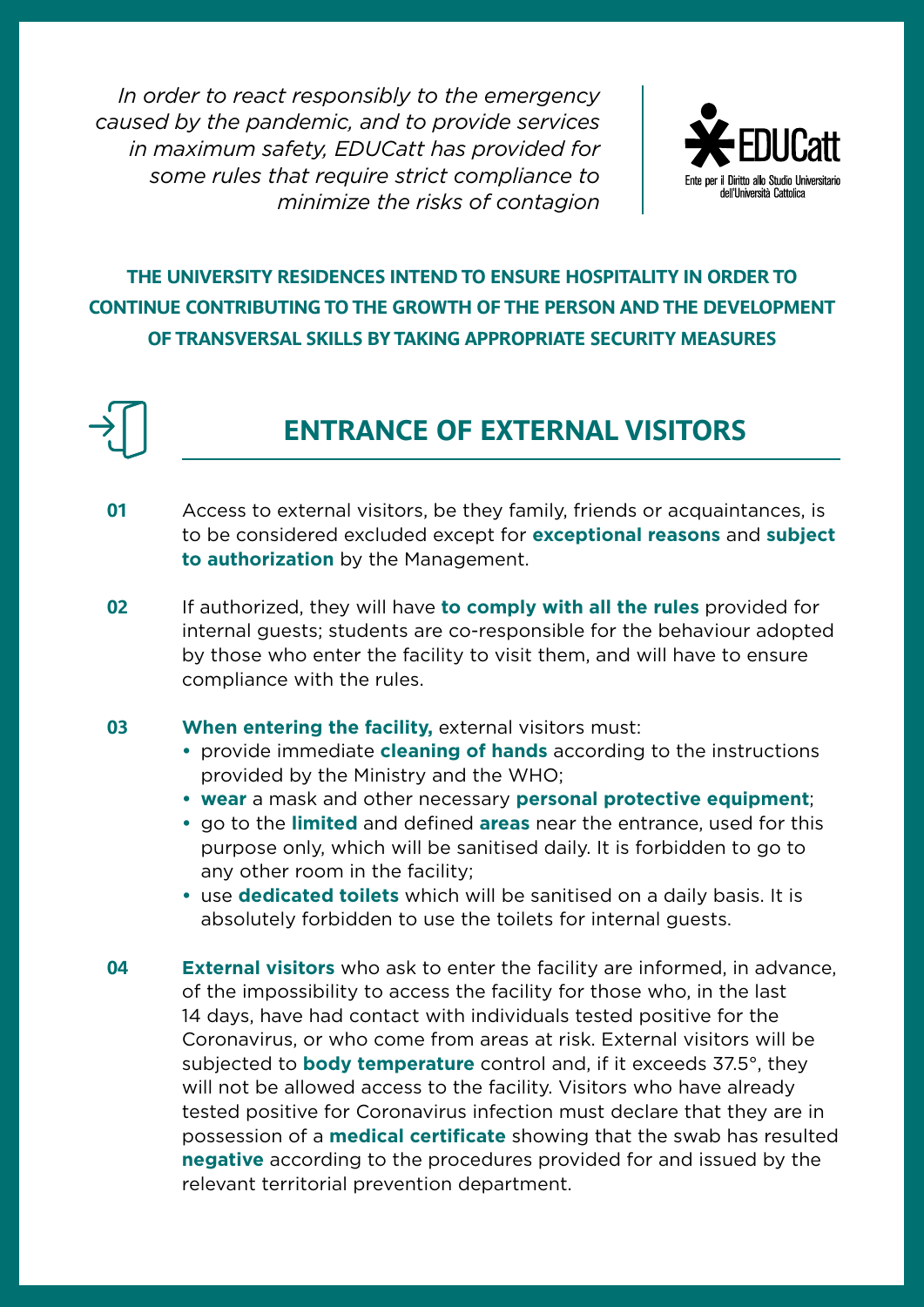*In order to react responsibly to the emergency caused by the pandemic, and to provide services in maximum safety, EDUCatt has provided for some rules that require strict compliance to minimize the risks of contagion*

EDUCatt
Ente per il Diritto allo Studio Universitario dell'Università Cattolica

**THE UNIVERSITY RESIDENCES INTEND TO ENSURE HOSPITALITY IN ORDER TO CONTINUE CONTRIBUTING TO THE GROWTH OF THE PERSON AND THE DEVELOPMENT OF TRANSVERSAL SKILLS BY TAKING APPROPRIATE SECURITY MEASURES**

## ENTRANCE OF EXTERNAL VISITORS

**01** Access to external visitors, be they family, friends or acquaintances, is to be considered excluded except for **exceptional reasons** and **subject to authorization** by the Management.

**02** If authorized, they will have **to comply with all the rules** provided for internal guests; students are co-responsible for the behaviour adopted by those who enter the facility to visit them, and will have to ensure compliance with the rules.

**03** **When entering the facility,** external visitors must:

- provide immediate **cleaning of hands** according to the instructions provided by the Ministry and the WHO;
- **wear** a mask and other necessary **personal protective equipment**;
- go to the **limited** and defined **areas** near the entrance, used for this purpose only, which will be sanitised daily. It is forbidden to go to any other room in the facility;
- use **dedicated toilets** which will be sanitised on a daily basis. It is absolutely forbidden to use the toilets for internal guests.

**04** **External visitors** who ask to enter the facility are informed, in advance, of the impossibility to access the facility for those who, in the last 14 days, have had contact with individuals tested positive for the Coronavirus, or who come from areas at risk. External visitors will be subjected to **body temperature** control and, if it exceeds 37.5°, they will not be allowed access to the facility. Visitors who have already tested positive for Coronavirus infection must declare that they are in possession of a **medical certificate** showing that the swab has resulted **negative** according to the procedures provided for and issued by the relevant territorial prevention department.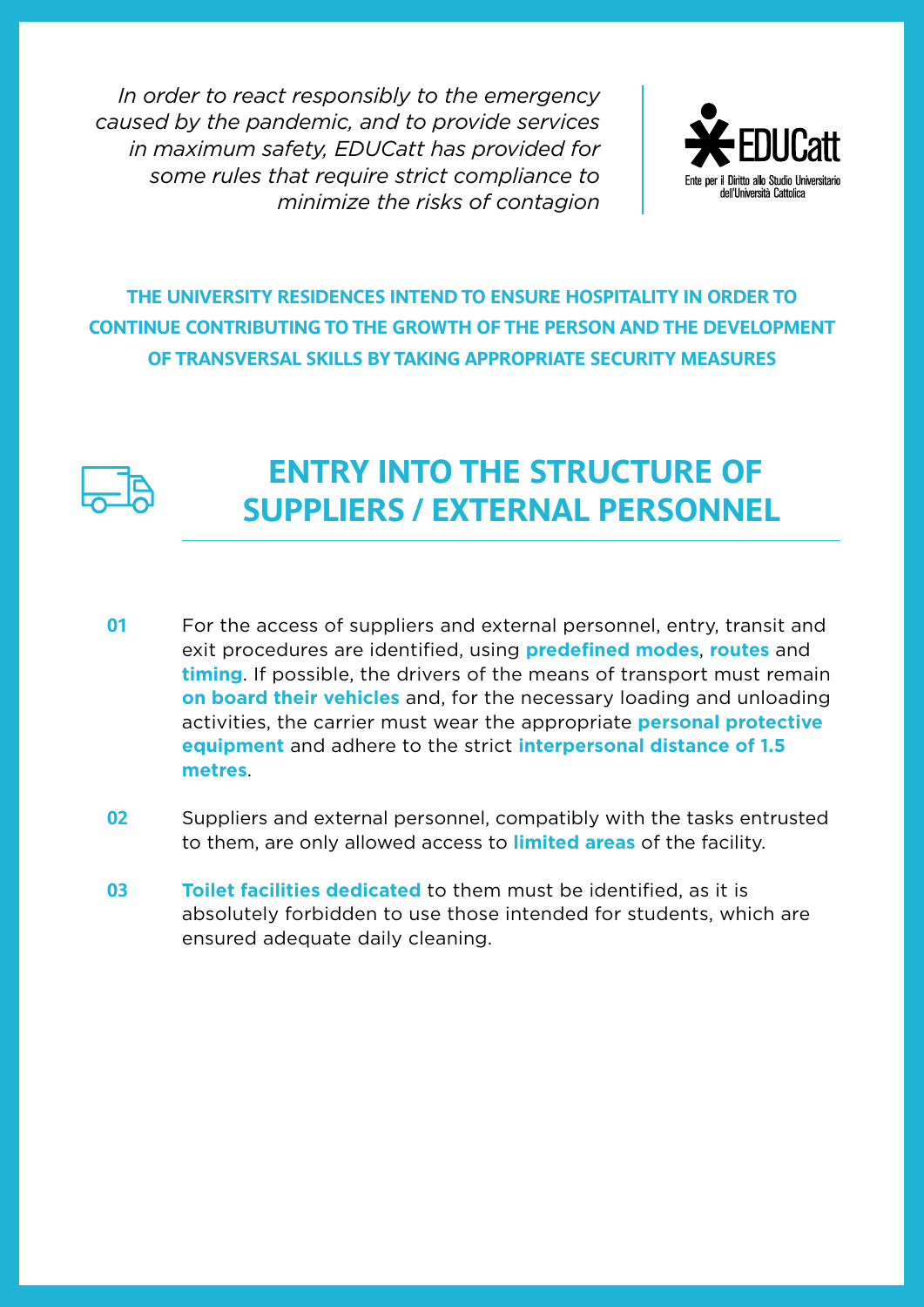*In order to react responsibly to the emergency caused by the pandemic, and to provide services in maximum safety, EDUCatt has provided for some rules that require strict compliance to minimize the risks of contagion*

EDUCatt
Ente per il Diritto allo Studio Universitario dell'Università Cattolica

**THE UNIVERSITY RESIDENCES INTEND TO ENSURE HOSPITALITY IN ORDER TO CONTINUE CONTRIBUTING TO THE GROWTH OF THE PERSON AND THE DEVELOPMENT OF TRANSVERSAL SKILLS BY TAKING APPROPRIATE SECURITY MEASURES**

# ENTRY INTO THE STRUCTURE OF SUPPLIERS / EXTERNAL PERSONNEL

**01** For the access of suppliers and external personnel, entry, transit and exit procedures are identified, using **predefined modes**, **routes** and **timing**. If possible, the drivers of the means of transport must remain **on board their vehicles** and, for the necessary loading and unloading activities, the carrier must wear the appropriate **personal protective equipment** and adhere to the strict **interpersonal distance of 1.5 metres**.

**02** Suppliers and external personnel, compatibly with the tasks entrusted to them, are only allowed access to **limited areas** of the facility.

**03** **Toilet facilities dedicated** to them must be identified, as it is absolutely forbidden to use those intended for students, which are ensured adequate daily cleaning.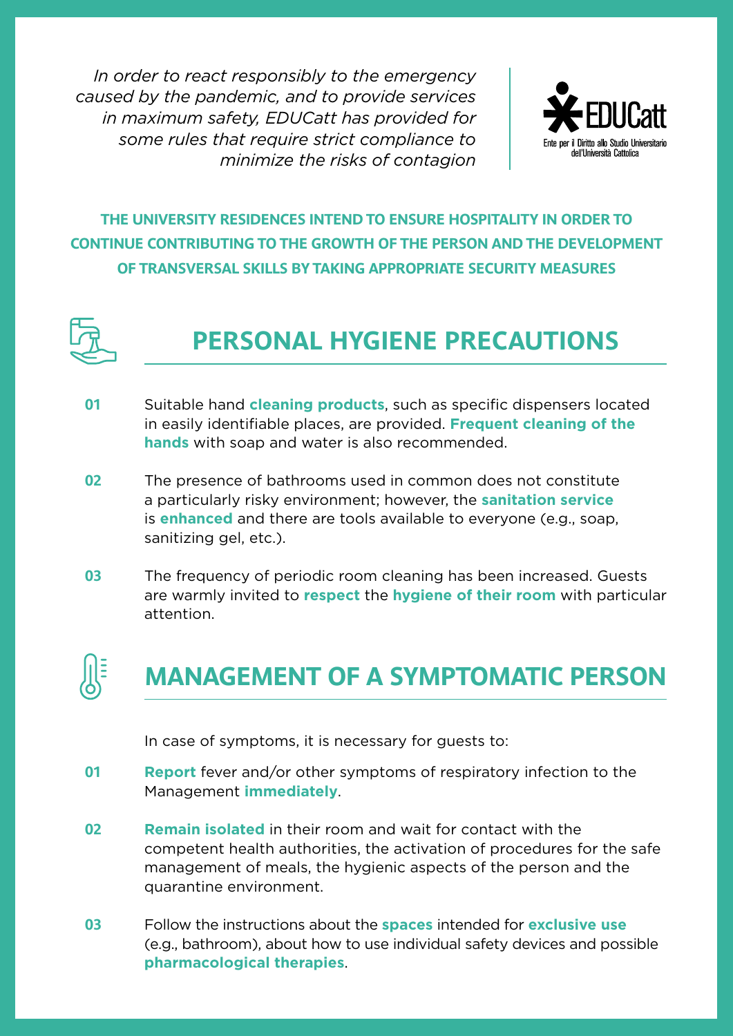*In order to react responsibly to the emergency caused by the pandemic, and to provide services in maximum safety, EDUCatt has provided for some rules that require strict compliance to minimize the risks of contagion*

EDUCatt
Ente per il Diritto allo Studio Universitario dell'Università Cattolica

**THE UNIVERSITY RESIDENCES INTEND TO ENSURE HOSPITALITY IN ORDER TO CONTINUE CONTRIBUTING TO THE GROWTH OF THE PERSON AND THE DEVELOPMENT OF TRANSVERSAL SKILLS BY TAKING APPROPRIATE SECURITY MEASURES**

## PERSONAL HYGIENE PRECAUTIONS

**01** Suitable hand **cleaning products**, such as specific dispensers located in easily identifiable places, are provided. **Frequent cleaning of the hands** with soap and water is also recommended.

**02** The presence of bathrooms used in common does not constitute a particularly risky environment; however, the **sanitation service** is **enhanced** and there are tools available to everyone (e.g., soap, sanitizing gel, etc.).

**03** The frequency of periodic room cleaning has been increased. Guests are warmly invited to **respect** the **hygiene of their room** with particular attention.

## MANAGEMENT OF A SYMPTOMATIC PERSON

In case of symptoms, it is necessary for guests to:

**01** **Report** fever and/or other symptoms of respiratory infection to the Management **immediately**.

**02** **Remain isolated** in their room and wait for contact with the competent health authorities, the activation of procedures for the safe management of meals, the hygienic aspects of the person and the quarantine environment.

**03** Follow the instructions about the **spaces** intended for **exclusive use** (e.g., bathroom), about how to use individual safety devices and possible **pharmacological therapies**.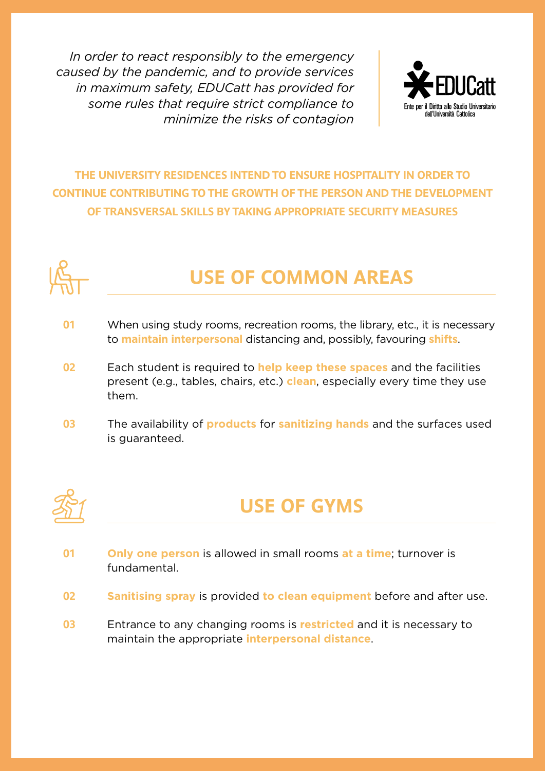*In order to react responsibly to the emergency caused by the pandemic, and to provide services in maximum safety, EDUCatt has provided for some rules that require strict compliance to minimize the risks of contagion*

EDUCatt
Ente per il Diritto allo Studio Universitario dell'Università Cattolica

**THE UNIVERSITY RESIDENCES INTEND TO ENSURE HOSPITALITY IN ORDER TO CONTINUE CONTRIBUTING TO THE GROWTH OF THE PERSON AND THE DEVELOPMENT OF TRANSVERSAL SKILLS BY TAKING APPROPRIATE SECURITY MEASURES**

## USE OF COMMON AREAS

**01** When using study rooms, recreation rooms, the library, etc., it is necessary to **maintain interpersonal** distancing and, possibly, favouring **shifts**.

**02** Each student is required to **help keep these spaces** and the facilities present (e.g., tables, chairs, etc.) **clean**, especially every time they use them.

**03** The availability of **products** for **sanitizing hands** and the surfaces used is guaranteed.

## USE OF GYMS

**01** **Only one person** is allowed in small rooms **at a time**; turnover is fundamental.

**02** **Sanitising spray** is provided **to clean equipment** before and after use.

**03** Entrance to any changing rooms is **restricted** and it is necessary to maintain the appropriate **interpersonal distance**.